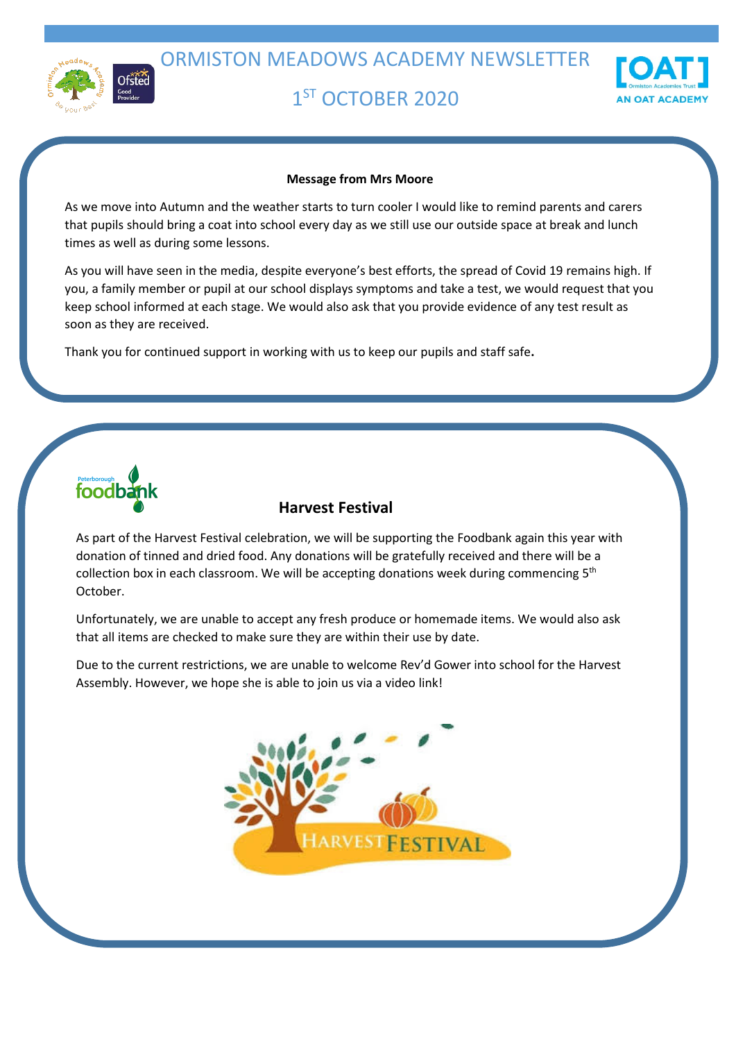# ORMISTON MEADOWS ACADEMY NEWSLETTER

## 1ST OCTOBER 2020

**Message from Mrs Moore**

As we move into Autumn and the weather starts to turn cooler I would like to remind parents and carers that pupils should bring a coat into school every day as we still use our outside space at break and lunch times as well as during some lessons.

As you will have seen in the media, despite everyone's best efforts, the spread of Covid 19 remains high. If you, a family member or pupil at our school displays symptoms and take a test, we would request that you keep school informed at each stage. We would also ask that you provide evidence of any test result as soon as they are received.

Thank you for continued support in working with us to keep our pupils and staff safe.

## Harvest Festival

As part of the Harvest Festival celebration, we will be supporting the Foodbank again this year with donation of tinned and dried food. Any donations will be gratefully received and there will be a collection box in each classroom. We will be accepting donations week during commencing 5th October.

Unfortunately, we are unable to accept any fresh produce or homemade items. We would also ask that all items are checked to make sure they are within their use by date.

Due to the current restrictions, we are unable to welcome Rev'd Gower into school for the Harvest Assembly. However, we hope she is able to join us via a video link!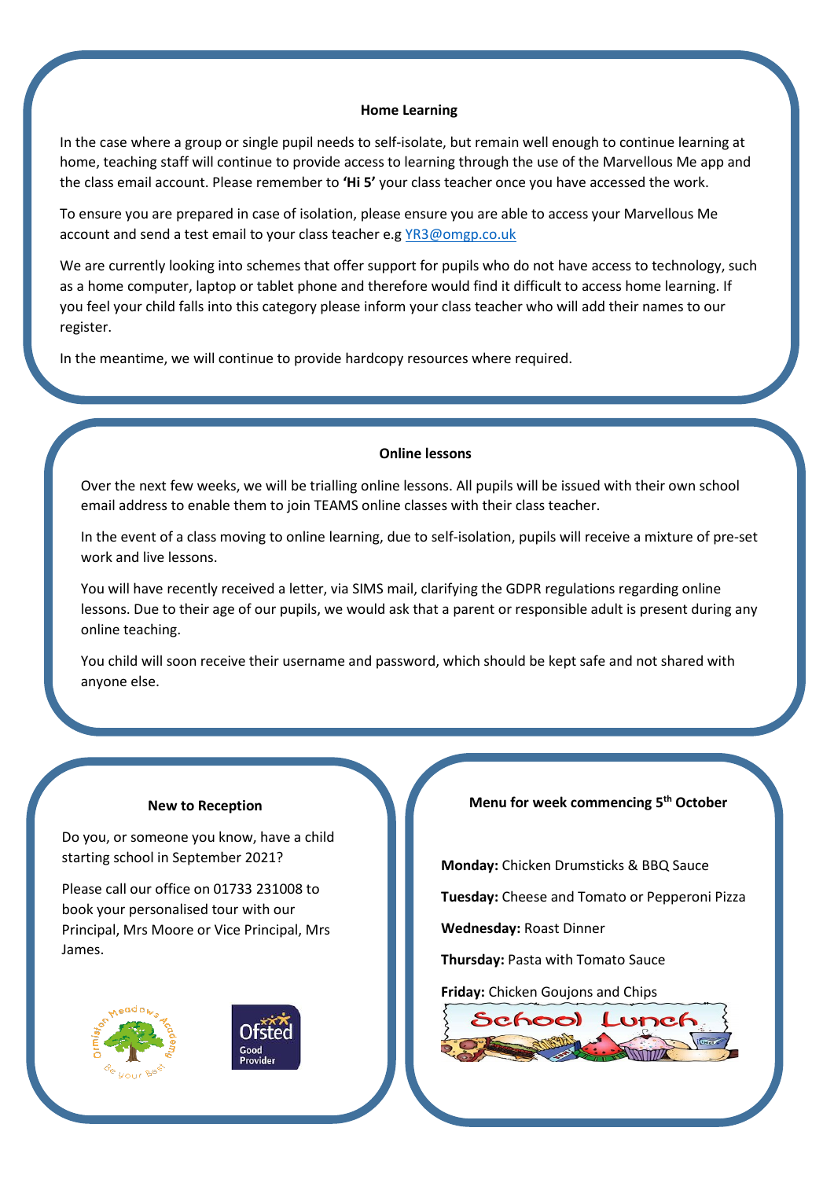## Home Learning

In the case where a group or single pupil needs to self-isolate, but remain well enough to continue learning at home, teaching staff will continue to provide access to learning through the use of the Marvellous Me app and the class email account. Please remember to **'Hi 5'** your class teacher once you have accessed the work.

To ensure you are prepared in case of isolation, please ensure you are able to access your Marvellous Me account and send a test email to your class teacher e.g YR3@omgp.co.uk

We are currently looking into schemes that offer support for pupils who do not have access to technology, such as a home computer, laptop or tablet phone and therefore would find it difficult to access home learning. If you feel your child falls into this category please inform your class teacher who will add their names to our register.

In the meantime, we will continue to provide hardcopy resources where required.

## Online lessons

Over the next few weeks, we will be trialling online lessons. All pupils will be issued with their own school email address to enable them to join TEAMS online classes with their class teacher.

In the event of a class moving to online learning, due to self-isolation, pupils will receive a mixture of pre-set work and live lessons.

You will have recently received a letter, via SIMS mail, clarifying the GDPR regulations regarding online lessons. Due to their age of our pupils, we would ask that a parent or responsible adult is present during any online teaching.

You child will soon receive their username and password, which should be kept safe and not shared with anyone else.

## New to Reception

Do you, or someone you know, have a child starting school in September 2021?

Please call our office on 01733 231008 to book your personalised tour with our Principal, Mrs Moore or Vice Principal, Mrs James.

## Menu for week commencing 5th October

**Monday:** Chicken Drumsticks & BBQ Sauce

**Tuesday:** Cheese and Tomato or Pepperoni Pizza

**Wednesday:** Roast Dinner

**Thursday:** Pasta with Tomato Sauce

**Friday:** Chicken Goujons and Chips